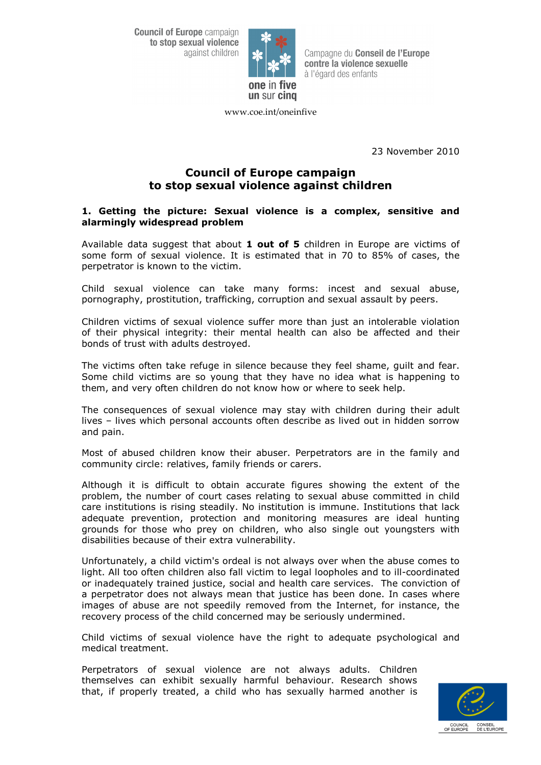Council of Europe campaign to stop sexual violence against children

one in five / un sur cinq

Campagne du Conseil de l'Europe contre la violence sexuelle à l'égard des enfants

www.coe.int/oneinfive

23 November 2010

# Council of Europe campaign to stop sexual violence against children

## 1. Getting the picture: Sexual violence is a complex, sensitive and alarmingly widespread problem

Available data suggest that about **1 out of 5** children in Europe are victims of some form of sexual violence. It is estimated that in 70 to 85% of cases, the perpetrator is known to the victim.

Child sexual violence can take many forms: incest and sexual abuse, pornography, prostitution, trafficking, corruption and sexual assault by peers.

Children victims of sexual violence suffer more than just an intolerable violation of their physical integrity: their mental health can also be affected and their bonds of trust with adults destroyed.

The victims often take refuge in silence because they feel shame, guilt and fear. Some child victims are so young that they have no idea what is happening to them, and very often children do not know how or where to seek help.

The consequences of sexual violence may stay with children during their adult lives – lives which personal accounts often describe as lived out in hidden sorrow and pain.

Most of abused children know their abuser. Perpetrators are in the family and community circle: relatives, family friends or carers.

Although it is difficult to obtain accurate figures showing the extent of the problem, the number of court cases relating to sexual abuse committed in child care institutions is rising steadily. No institution is immune. Institutions that lack adequate prevention, protection and monitoring measures are ideal hunting grounds for those who prey on children, who also single out youngsters with disabilities because of their extra vulnerability.

Unfortunately, a child victim's ordeal is not always over when the abuse comes to light. All too often children also fall victim to legal loopholes and to ill-coordinated or inadequately trained justice, social and health care services. The conviction of a perpetrator does not always mean that justice has been done. In cases where images of abuse are not speedily removed from the Internet, for instance, the recovery process of the child concerned may be seriously undermined.

Child victims of sexual violence have the right to adequate psychological and medical treatment.

Perpetrators of sexual violence are not always adults. Children themselves can exhibit sexually harmful behaviour. Research shows that, if properly treated, a child who has sexually harmed another is

COUNCIL OF EUROPE / CONSEIL DE L'EUROPE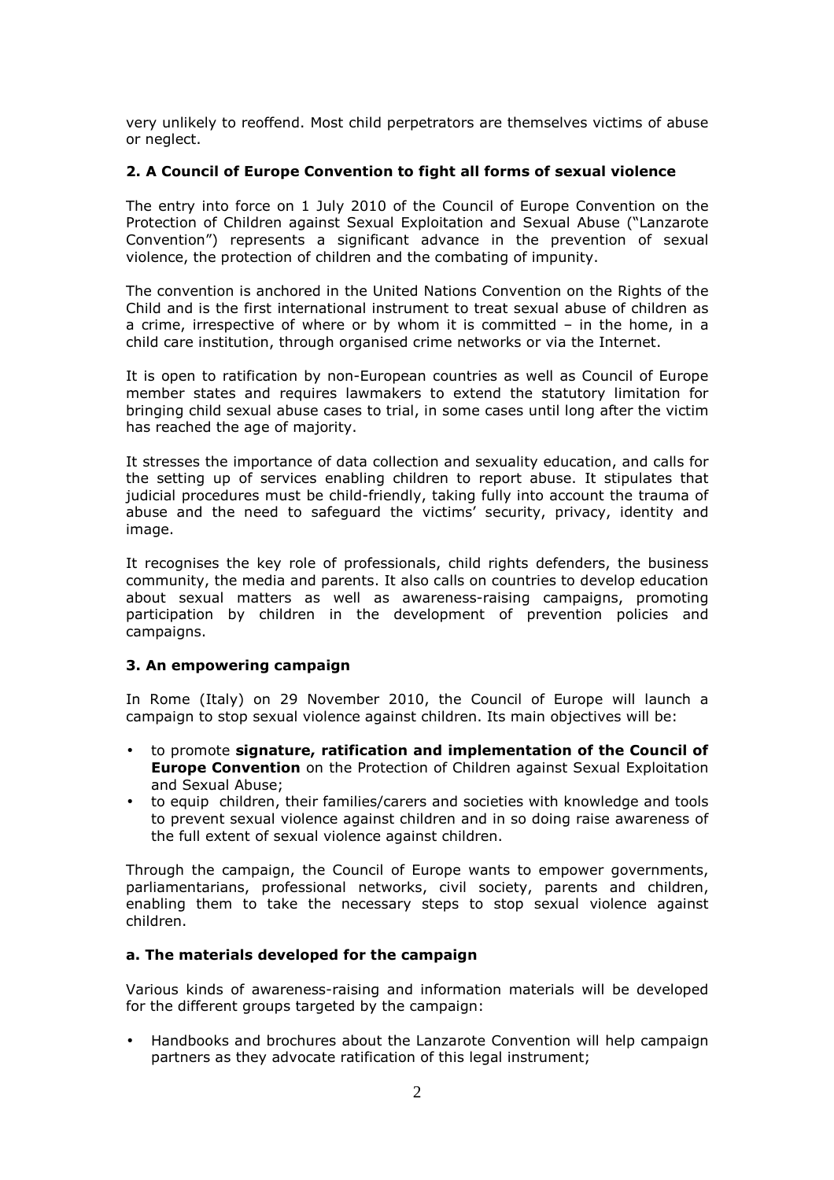very unlikely to reoffend. Most child perpetrators are themselves victims of abuse or neglect.

### 2. A Council of Europe Convention to fight all forms of sexual violence

The entry into force on 1 July 2010 of the Council of Europe Convention on the Protection of Children against Sexual Exploitation and Sexual Abuse ("Lanzarote Convention") represents a significant advance in the prevention of sexual violence, the protection of children and the combating of impunity.

The convention is anchored in the United Nations Convention on the Rights of the Child and is the first international instrument to treat sexual abuse of children as a crime, irrespective of where or by whom it is committed – in the home, in a child care institution, through organised crime networks or via the Internet.

It is open to ratification by non-European countries as well as Council of Europe member states and requires lawmakers to extend the statutory limitation for bringing child sexual abuse cases to trial, in some cases until long after the victim has reached the age of majority.

It stresses the importance of data collection and sexuality education, and calls for the setting up of services enabling children to report abuse. It stipulates that judicial procedures must be child-friendly, taking fully into account the trauma of abuse and the need to safeguard the victims' security, privacy, identity and image.

It recognises the key role of professionals, child rights defenders, the business community, the media and parents. It also calls on countries to develop education about sexual matters as well as awareness-raising campaigns, promoting participation by children in the development of prevention policies and campaigns.

### 3. An empowering campaign

In Rome (Italy) on 29 November 2010, the Council of Europe will launch a campaign to stop sexual violence against children. Its main objectives will be:

- to promote **signature, ratification and implementation of the Council of Europe Convention** on the Protection of Children against Sexual Exploitation and Sexual Abuse;
- to equip children, their families/carers and societies with knowledge and tools to prevent sexual violence against children and in so doing raise awareness of the full extent of sexual violence against children.

Through the campaign, the Council of Europe wants to empower governments, parliamentarians, professional networks, civil society, parents and children, enabling them to take the necessary steps to stop sexual violence against children.

#### a. The materials developed for the campaign

Various kinds of awareness-raising and information materials will be developed for the different groups targeted by the campaign:

- Handbooks and brochures about the Lanzarote Convention will help campaign partners as they advocate ratification of this legal instrument;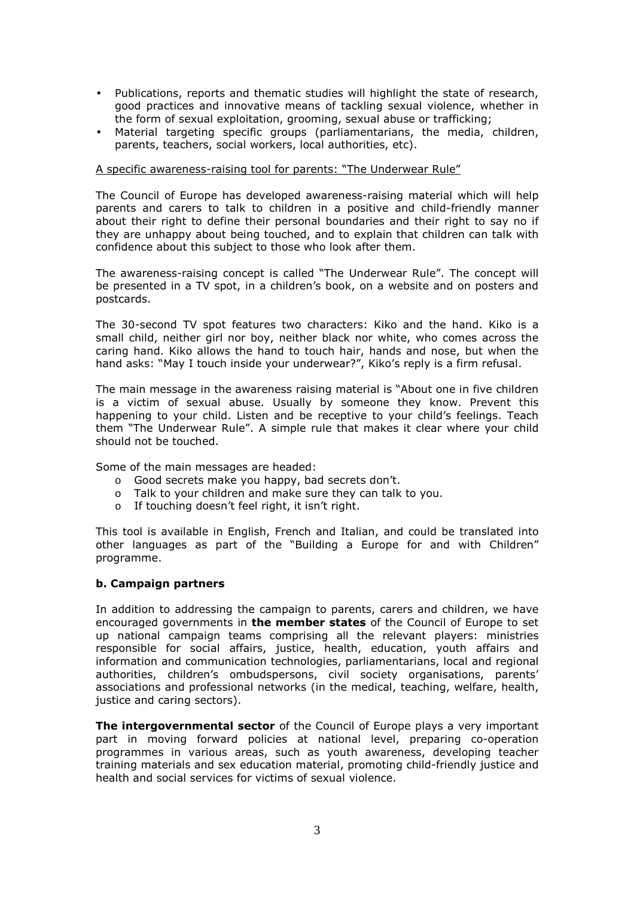- Publications, reports and thematic studies will highlight the state of research, good practices and innovative means of tackling sexual violence, whether in the form of sexual exploitation, grooming, sexual abuse or trafficking;
- Material targeting specific groups (parliamentarians, the media, children, parents, teachers, social workers, local authorities, etc).

A specific awareness-raising tool for parents: "The Underwear Rule"

The Council of Europe has developed awareness-raising material which will help parents and carers to talk to children in a positive and child-friendly manner about their right to define their personal boundaries and their right to say no if they are unhappy about being touched, and to explain that children can talk with confidence about this subject to those who look after them.

The awareness-raising concept is called "The Underwear Rule". The concept will be presented in a TV spot, in a children's book, on a website and on posters and postcards.

The 30-second TV spot features two characters: Kiko and the hand. Kiko is a small child, neither girl nor boy, neither black nor white, who comes across the caring hand. Kiko allows the hand to touch hair, hands and nose, but when the hand asks: "May I touch inside your underwear?", Kiko's reply is a firm refusal.

The main message in the awareness raising material is "About one in five children is a victim of sexual abuse. Usually by someone they know. Prevent this happening to your child. Listen and be receptive to your child's feelings. Teach them "The Underwear Rule". A simple rule that makes it clear where your child should not be touched.

Some of the main messages are headed:

- Good secrets make you happy, bad secrets don't.
- Talk to your children and make sure they can talk to you.
- If touching doesn't feel right, it isn't right.

This tool is available in English, French and Italian, and could be translated into other languages as part of the "Building a Europe for and with Children" programme.

### b. Campaign partners

In addition to addressing the campaign to parents, carers and children, we have encouraged governments in **the member states** of the Council of Europe to set up national campaign teams comprising all the relevant players: ministries responsible for social affairs, justice, health, education, youth affairs and information and communication technologies, parliamentarians, local and regional authorities, children's ombudspersons, civil society organisations, parents' associations and professional networks (in the medical, teaching, welfare, health, justice and caring sectors).

**The intergovernmental sector** of the Council of Europe plays a very important part in moving forward policies at national level, preparing co-operation programmes in various areas, such as youth awareness, developing teacher training materials and sex education material, promoting child-friendly justice and health and social services for victims of sexual violence.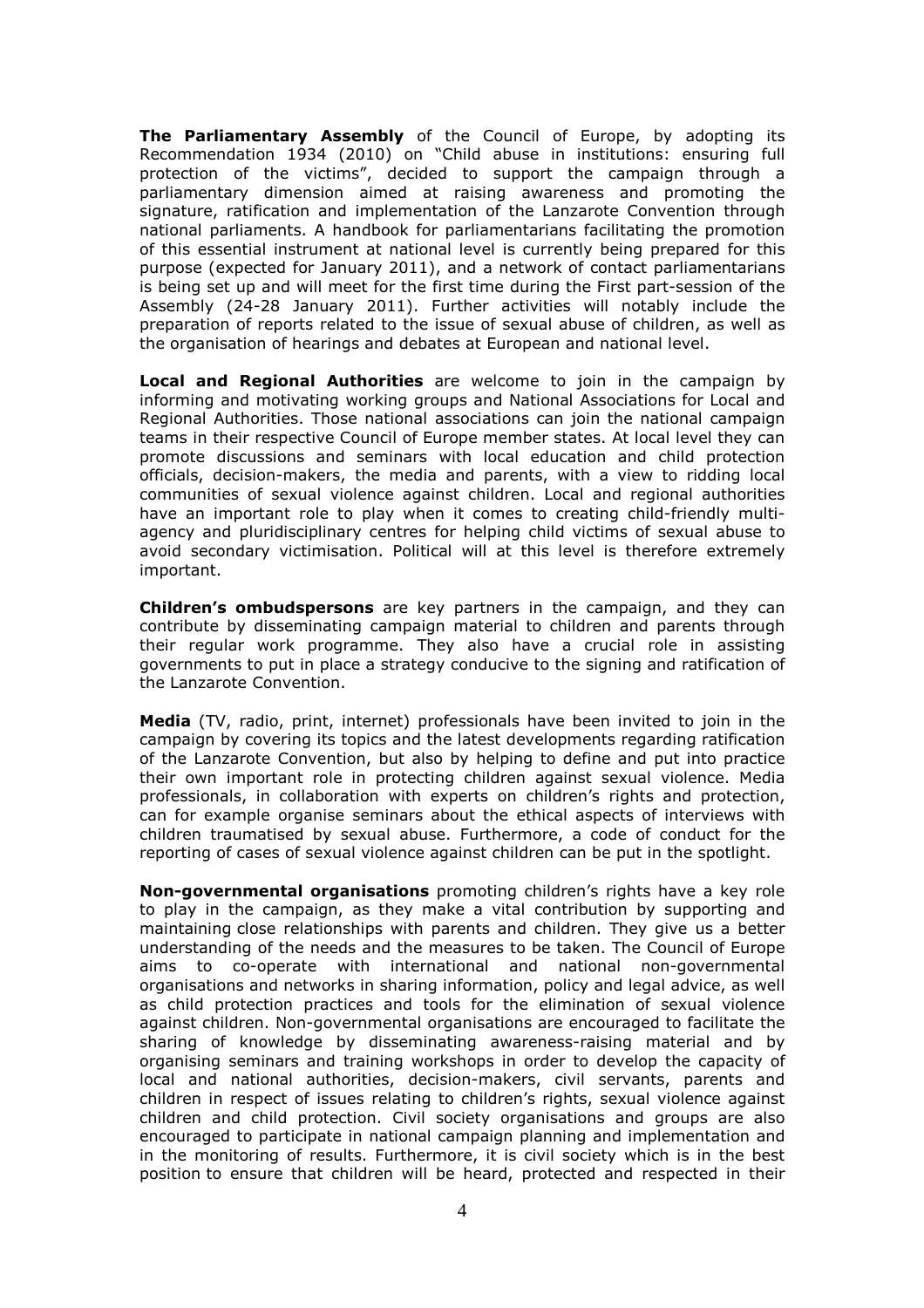**The Parliamentary Assembly** of the Council of Europe, by adopting its Recommendation 1934 (2010) on "Child abuse in institutions: ensuring full protection of the victims", decided to support the campaign through a parliamentary dimension aimed at raising awareness and promoting the signature, ratification and implementation of the Lanzarote Convention through national parliaments. A handbook for parliamentarians facilitating the promotion of this essential instrument at national level is currently being prepared for this purpose (expected for January 2011), and a network of contact parliamentarians is being set up and will meet for the first time during the First part-session of the Assembly (24-28 January 2011). Further activities will notably include the preparation of reports related to the issue of sexual abuse of children, as well as the organisation of hearings and debates at European and national level.

**Local and Regional Authorities** are welcome to join in the campaign by informing and motivating working groups and National Associations for Local and Regional Authorities. Those national associations can join the national campaign teams in their respective Council of Europe member states. At local level they can promote discussions and seminars with local education and child protection officials, decision-makers, the media and parents, with a view to ridding local communities of sexual violence against children. Local and regional authorities have an important role to play when it comes to creating child-friendly multi-agency and pluridisciplinary centres for helping child victims of sexual abuse to avoid secondary victimisation. Political will at this level is therefore extremely important.

**Children's ombudspersons** are key partners in the campaign, and they can contribute by disseminating campaign material to children and parents through their regular work programme. They also have a crucial role in assisting governments to put in place a strategy conducive to the signing and ratification of the Lanzarote Convention.

**Media** (TV, radio, print, internet) professionals have been invited to join in the campaign by covering its topics and the latest developments regarding ratification of the Lanzarote Convention, but also by helping to define and put into practice their own important role in protecting children against sexual violence. Media professionals, in collaboration with experts on children's rights and protection, can for example organise seminars about the ethical aspects of interviews with children traumatised by sexual abuse. Furthermore, a code of conduct for the reporting of cases of sexual violence against children can be put in the spotlight.

**Non-governmental organisations** promoting children's rights have a key role to play in the campaign, as they make a vital contribution by supporting and maintaining close relationships with parents and children. They give us a better understanding of the needs and the measures to be taken. The Council of Europe aims to co-operate with international and national non-governmental organisations and networks in sharing information, policy and legal advice, as well as child protection practices and tools for the elimination of sexual violence against children. Non-governmental organisations are encouraged to facilitate the sharing of knowledge by disseminating awareness-raising material and by organising seminars and training workshops in order to develop the capacity of local and national authorities, decision-makers, civil servants, parents and children in respect of issues relating to children's rights, sexual violence against children and child protection. Civil society organisations and groups are also encouraged to participate in national campaign planning and implementation and in the monitoring of results. Furthermore, it is civil society which is in the best position to ensure that children will be heard, protected and respected in their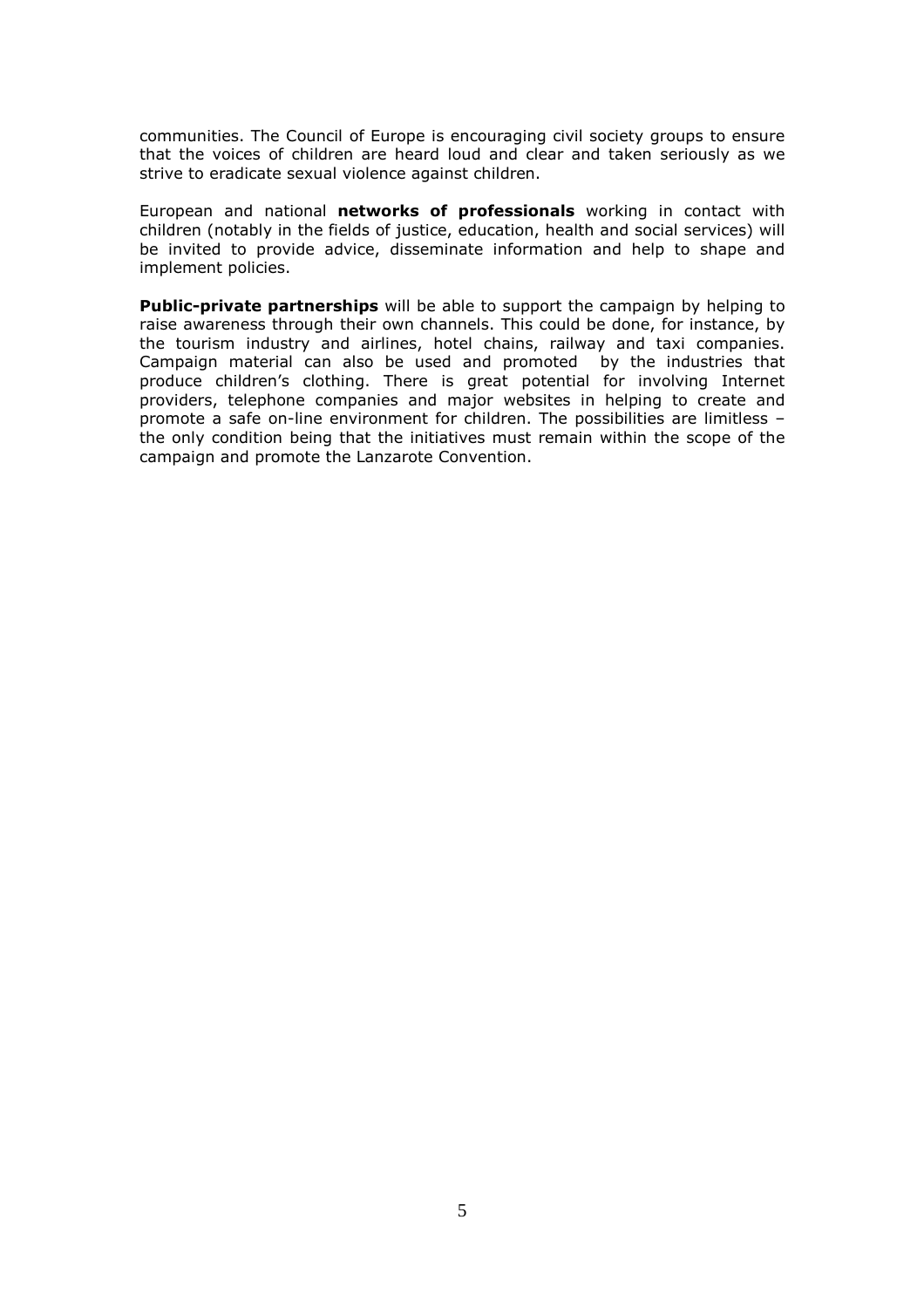communities. The Council of Europe is encouraging civil society groups to ensure that the voices of children are heard loud and clear and taken seriously as we strive to eradicate sexual violence against children.

European and national **networks of professionals** working in contact with children (notably in the fields of justice, education, health and social services) will be invited to provide advice, disseminate information and help to shape and implement policies.

**Public-private partnerships** will be able to support the campaign by helping to raise awareness through their own channels. This could be done, for instance, by the tourism industry and airlines, hotel chains, railway and taxi companies. Campaign material can also be used and promoted by the industries that produce children's clothing. There is great potential for involving Internet providers, telephone companies and major websites in helping to create and promote a safe on-line environment for children. The possibilities are limitless – the only condition being that the initiatives must remain within the scope of the campaign and promote the Lanzarote Convention.